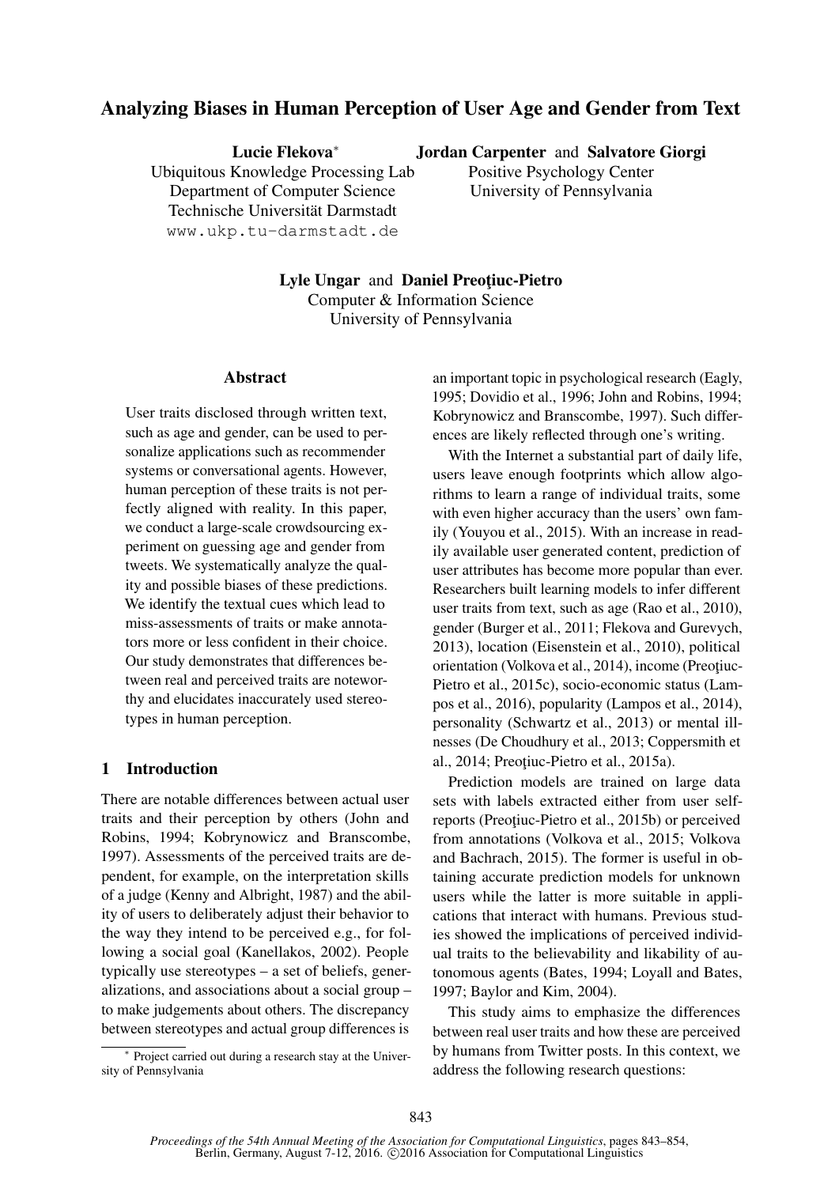# Analyzing Biases in Human Perception of User Age and Gender from Text

**Lucie Flekova***
Ubiquitous Knowledge Processing Lab
Department of Computer Science
Technische Universität Darmstadt
www.ukp.tu-darmstadt.de

**Jordan Carpenter** and **Salvatore Giorgi**
Positive Psychology Center
University of Pennsylvania

**Lyle Ungar** and **Daniel Preoţiuc-Pietro**
Computer & Information Science
University of Pennsylvania

## Abstract

User traits disclosed through written text, such as age and gender, can be used to personalize applications such as recommender systems or conversational agents. However, human perception of these traits is not perfectly aligned with reality. In this paper, we conduct a large-scale crowdsourcing experiment on guessing age and gender from tweets. We systematically analyze the quality and possible biases of these predictions. We identify the textual cues which lead to miss-assessments of traits or make annotators more or less confident in their choice. Our study demonstrates that differences between real and perceived traits are noteworthy and elucidates inaccurately used stereotypes in human perception.

## 1 Introduction

There are notable differences between actual user traits and their perception by others (John and Robins, 1994; Kobrynowicz and Branscombe, 1997). Assessments of the perceived traits are dependent, for example, on the interpretation skills of a judge (Kenny and Albright, 1987) and the ability of users to deliberately adjust their behavior to the way they intend to be perceived e.g., for following a social goal (Kanellakos, 2002). People typically use stereotypes – a set of beliefs, generalizations, and associations about a social group – to make judgements about others. The discrepancy between stereotypes and actual group differences is an important topic in psychological research (Eagly, 1995; Dovidio et al., 1996; John and Robins, 1994; Kobrynowicz and Branscombe, 1997). Such differences are likely reflected through one's writing.

With the Internet a substantial part of daily life, users leave enough footprints which allow algorithms to learn a range of individual traits, some with even higher accuracy than the users' own family (Youyou et al., 2015). With an increase in readily available user generated content, prediction of user attributes has become more popular than ever. Researchers built learning models to infer different user traits from text, such as age (Rao et al., 2010), gender (Burger et al., 2011; Flekova and Gurevych, 2013), location (Eisenstein et al., 2010), political orientation (Volkova et al., 2014), income (Preoţiuc-Pietro et al., 2015c), socio-economic status (Lampos et al., 2016), popularity (Lampos et al., 2014), personality (Schwartz et al., 2013) or mental illnesses (De Choudhury et al., 2013; Coppersmith et al., 2014; Preoţiuc-Pietro et al., 2015a).

Prediction models are trained on large data sets with labels extracted either from user self-reports (Preoţiuc-Pietro et al., 2015b) or perceived from annotations (Volkova et al., 2015; Volkova and Bachrach, 2015). The former is useful in obtaining accurate prediction models for unknown users while the latter is more suitable in applications that interact with humans. Previous studies showed the implications of perceived individual traits to the believability and likability of autonomous agents (Bates, 1994; Loyall and Bates, 1997; Baylor and Kim, 2004).

This study aims to emphasize the differences between real user traits and how these are perceived by humans from Twitter posts. In this context, we address the following research questions:

* Project carried out during a research stay at the University of Pennsylvania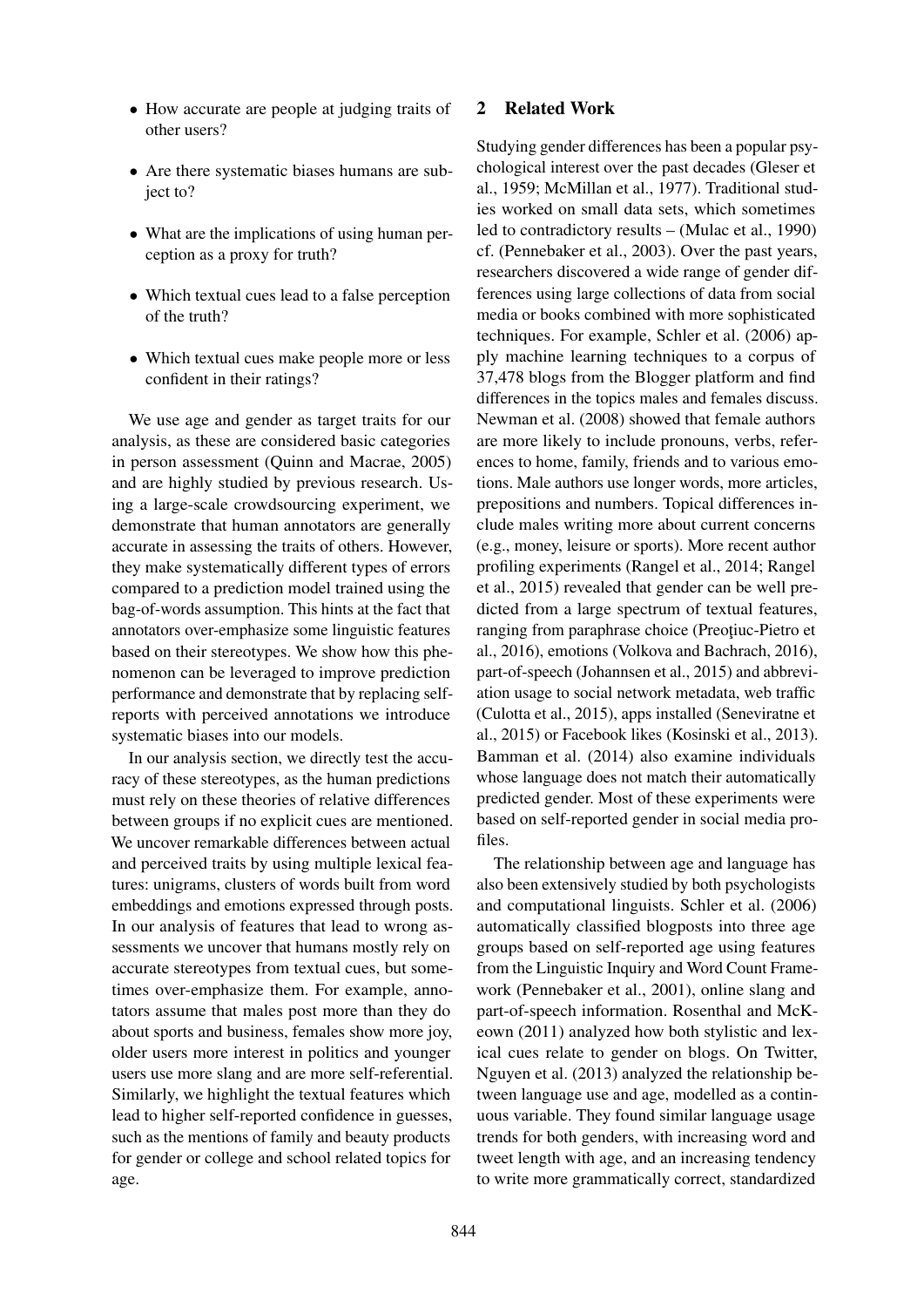- How accurate are people at judging traits of other users?
- Are there systematic biases humans are subject to?
- What are the implications of using human perception as a proxy for truth?
- Which textual cues lead to a false perception of the truth?
- Which textual cues make people more or less confident in their ratings?

We use age and gender as target traits for our analysis, as these are considered basic categories in person assessment (Quinn and Macrae, 2005) and are highly studied by previous research. Using a large-scale crowdsourcing experiment, we demonstrate that human annotators are generally accurate in assessing the traits of others. However, they make systematically different types of errors compared to a prediction model trained using the bag-of-words assumption. This hints at the fact that annotators over-emphasize some linguistic features based on their stereotypes. We show how this phenomenon can be leveraged to improve prediction performance and demonstrate that by replacing self-reports with perceived annotations we introduce systematic biases into our models.

In our analysis section, we directly test the accuracy of these stereotypes, as the human predictions must rely on these theories of relative differences between groups if no explicit cues are mentioned. We uncover remarkable differences between actual and perceived traits by using multiple lexical features: unigrams, clusters of words built from word embeddings and emotions expressed through posts. In our analysis of features that lead to wrong assessments we uncover that humans mostly rely on accurate stereotypes from textual cues, but sometimes over-emphasize them. For example, annotators assume that males post more than they do about sports and business, females show more joy, older users more interest in politics and younger users use more slang and are more self-referential. Similarly, we highlight the textual features which lead to higher self-reported confidence in guesses, such as the mentions of family and beauty products for gender or college and school related topics for age.

## 2 Related Work

Studying gender differences has been a popular psychological interest over the past decades (Gleser et al., 1959; McMillan et al., 1977). Traditional studies worked on small data sets, which sometimes led to contradictory results – (Mulac et al., 1990) cf. (Pennebaker et al., 2003). Over the past years, researchers discovered a wide range of gender differences using large collections of data from social media or books combined with more sophisticated techniques. For example, Schler et al. (2006) apply machine learning techniques to a corpus of 37,478 blogs from the Blogger platform and find differences in the topics males and females discuss. Newman et al. (2008) showed that female authors are more likely to include pronouns, verbs, references to home, family, friends and to various emotions. Male authors use longer words, more articles, prepositions and numbers. Topical differences include males writing more about current concerns (e.g., money, leisure or sports). More recent author profiling experiments (Rangel et al., 2014; Rangel et al., 2015) revealed that gender can be well predicted from a large spectrum of textual features, ranging from paraphrase choice (Preoţiuc-Pietro et al., 2016), emotions (Volkova and Bachrach, 2016), part-of-speech (Johannsen et al., 2015) and abbreviation usage to social network metadata, web traffic (Culotta et al., 2015), apps installed (Seneviratne et al., 2015) or Facebook likes (Kosinski et al., 2013). Bamman et al. (2014) also examine individuals whose language does not match their automatically predicted gender. Most of these experiments were based on self-reported gender in social media profiles.

The relationship between age and language has also been extensively studied by both psychologists and computational linguists. Schler et al. (2006) automatically classified blogposts into three age groups based on self-reported age using features from the Linguistic Inquiry and Word Count Framework (Pennebaker et al., 2001), online slang and part-of-speech information. Rosenthal and McKeown (2011) analyzed how both stylistic and lexical cues relate to gender on blogs. On Twitter, Nguyen et al. (2013) analyzed the relationship between language use and age, modelled as a continuous variable. They found similar language usage trends for both genders, with increasing word and tweet length with age, and an increasing tendency to write more grammatically correct, standardized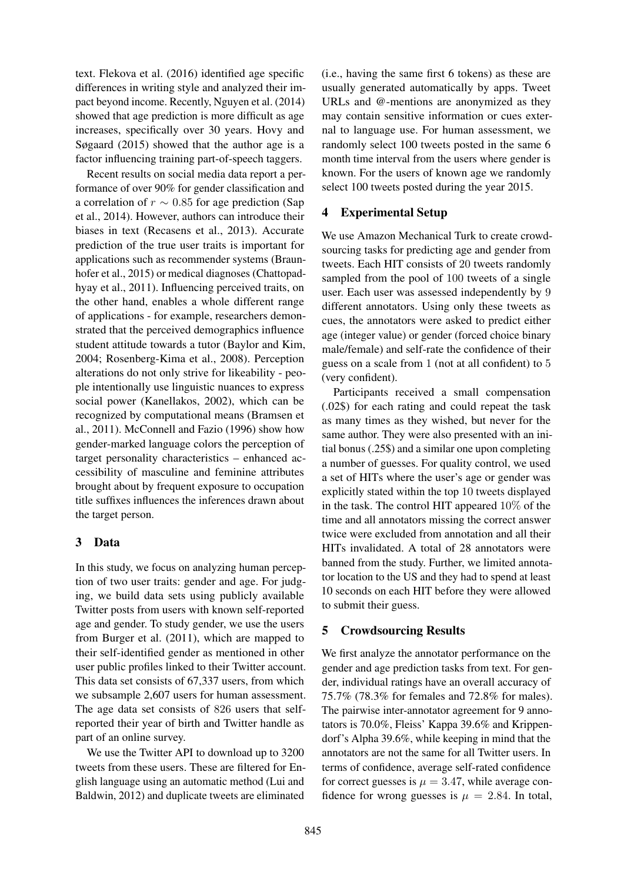text. Flekova et al. (2016) identified age specific differences in writing style and analyzed their impact beyond income. Recently, Nguyen et al. (2014) showed that age prediction is more difficult as age increases, specifically over 30 years. Hovy and Søgaard (2015) showed that the author age is a factor influencing training part-of-speech taggers.

Recent results on social media data report a performance of over 90% for gender classification and a correlation of $r \sim 0.85$ for age prediction (Sap et al., 2014). However, authors can introduce their biases in text (Recasens et al., 2013). Accurate prediction of the true user traits is important for applications such as recommender systems (Braunhofer et al., 2015) or medical diagnoses (Chattopadhyay et al., 2011). Influencing perceived traits, on the other hand, enables a whole different range of applications - for example, researchers demonstrated that the perceived demographics influence student attitude towards a tutor (Baylor and Kim, 2004; Rosenberg-Kima et al., 2008). Perception alterations do not only strive for likeability - people intentionally use linguistic nuances to express social power (Kanellakos, 2002), which can be recognized by computational means (Bramsen et al., 2011). McConnell and Fazio (1996) show how gender-marked language colors the perception of target personality characteristics – enhanced accessibility of masculine and feminine attributes brought about by frequent exposure to occupation title suffixes influences the inferences drawn about the target person.

## 3 Data

In this study, we focus on analyzing human perception of two user traits: gender and age. For judging, we build data sets using publicly available Twitter posts from users with known self-reported age and gender. To study gender, we use the users from Burger et al. (2011), which are mapped to their self-identified gender as mentioned in other user public profiles linked to their Twitter account. This data set consists of 67,337 users, from which we subsample 2,607 users for human assessment. The age data set consists of 826 users that self-reported their year of birth and Twitter handle as part of an online survey.

We use the Twitter API to download up to 3200 tweets from these users. These are filtered for English language using an automatic method (Lui and Baldwin, 2012) and duplicate tweets are eliminated (i.e., having the same first 6 tokens) as these are usually generated automatically by apps. Tweet URLs and @-mentions are anonymized as they may contain sensitive information or cues external to language use. For human assessment, we randomly select 100 tweets posted in the same 6 month time interval from the users where gender is known. For the users of known age we randomly select 100 tweets posted during the year 2015.

## 4 Experimental Setup

We use Amazon Mechanical Turk to create crowdsourcing tasks for predicting age and gender from tweets. Each HIT consists of 20 tweets randomly sampled from the pool of 100 tweets of a single user. Each user was assessed independently by 9 different annotators. Using only these tweets as cues, the annotators were asked to predict either age (integer value) or gender (forced choice binary male/female) and self-rate the confidence of their guess on a scale from 1 (not at all confident) to 5 (very confident).

Participants received a small compensation (.02$) for each rating and could repeat the task as many times as they wished, but never for the same author. They were also presented with an initial bonus (.25$) and a similar one upon completing a number of guesses. For quality control, we used a set of HITs where the user's age or gender was explicitly stated within the top 10 tweets displayed in the task. The control HIT appeared 10% of the time and all annotators missing the correct answer twice were excluded from annotation and all their HITs invalidated. A total of 28 annotators were banned from the study. Further, we limited annotator location to the US and they had to spend at least 10 seconds on each HIT before they were allowed to submit their guess.

## 5 Crowdsourcing Results

We first analyze the annotator performance on the gender and age prediction tasks from text. For gender, individual ratings have an overall accuracy of 75.7% (78.3% for females and 72.8% for males). The pairwise inter-annotator agreement for 9 annotators is 70.0%, Fleiss' Kappa 39.6% and Krippendorf's Alpha 39.6%, while keeping in mind that the annotators are not the same for all Twitter users. In terms of confidence, average self-rated confidence for correct guesses is $\mu = 3.47$, while average confidence for wrong guesses is $\mu = 2.84$. In total,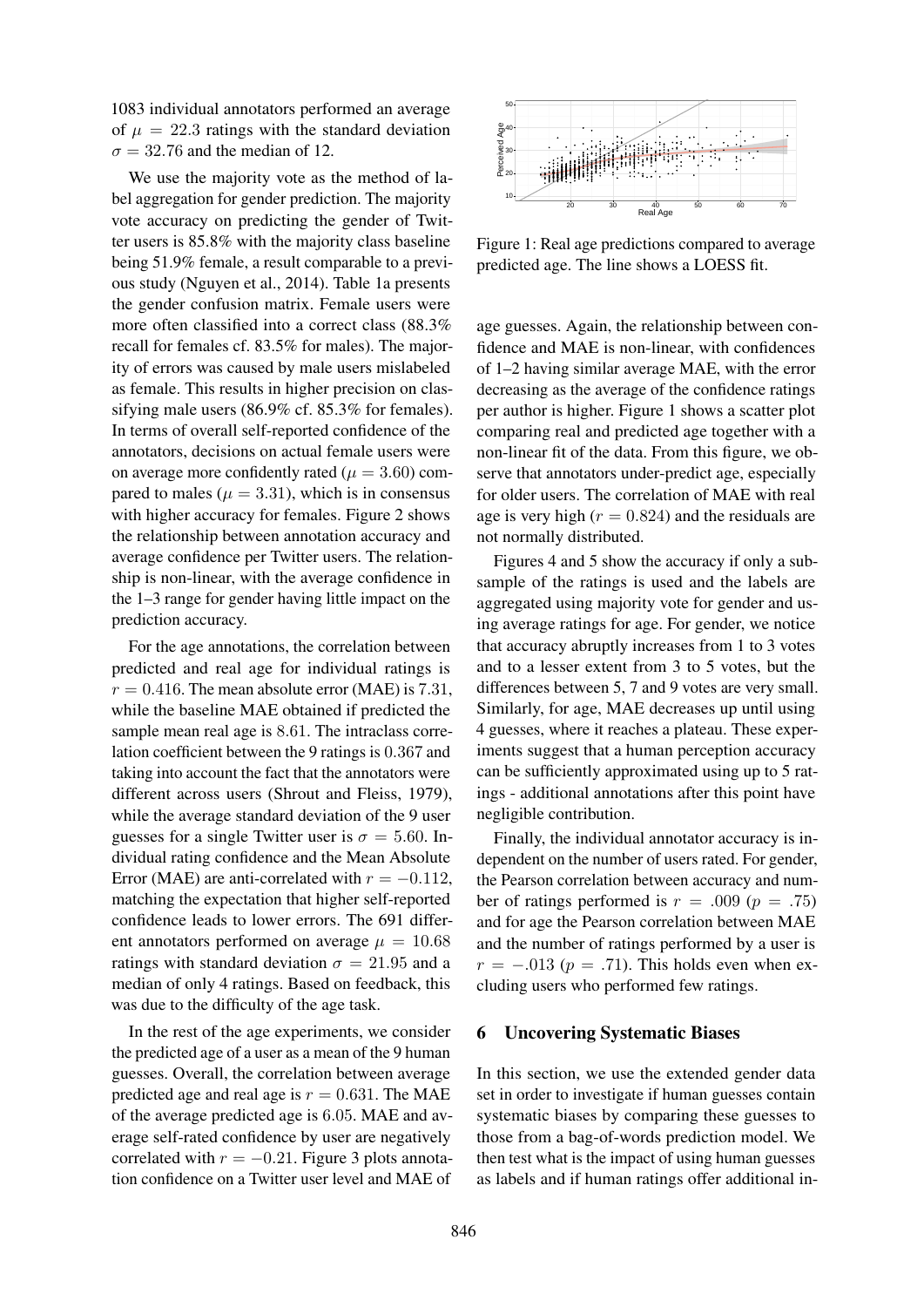1083 individual annotators performed an average of $\mu = 22.3$ ratings with the standard deviation $\sigma = 32.76$ and the median of 12.

We use the majority vote as the method of label aggregation for gender prediction. The majority vote accuracy on predicting the gender of Twitter users is 85.8% with the majority class baseline being 51.9% female, a result comparable to a previous study (Nguyen et al., 2014). Table 1a presents the gender confusion matrix. Female users were more often classified into a correct class (88.3% recall for females cf. 83.5% for males). The majority of errors was caused by male users mislabeled as female. This results in higher precision on classifying male users (86.9% cf. 85.3% for females). In terms of overall self-reported confidence of the annotators, decisions on actual female users were on average more confidently rated ($\mu = 3.60$) compared to males ($\mu = 3.31$), which is in consensus with higher accuracy for females. Figure 2 shows the relationship between annotation accuracy and average confidence per Twitter users. The relationship is non-linear, with the average confidence in the 1–3 range for gender having little impact on the prediction accuracy.

For the age annotations, the correlation between predicted and real age for individual ratings is $r = 0.416$. The mean absolute error (MAE) is 7.31, while the baseline MAE obtained if predicted the sample mean real age is 8.61. The intraclass correlation coefficient between the 9 ratings is 0.367 and taking into account the fact that the annotators were different across users (Shrout and Fleiss, 1979), while the average standard deviation of the 9 user guesses for a single Twitter user is $\sigma = 5.60$. Individual rating confidence and the Mean Absolute Error (MAE) are anti-correlated with $r = -0.112$, matching the expectation that higher self-reported confidence leads to lower errors. The 691 different annotators performed on average $\mu = 10.68$ ratings with standard deviation $\sigma = 21.95$ and a median of only 4 ratings. Based on feedback, this was due to the difficulty of the age task.

In the rest of the age experiments, we consider the predicted age of a user as a mean of the 9 human guesses. Overall, the correlation between average predicted age and real age is $r = 0.631$. The MAE of the average predicted age is 6.05. MAE and average self-rated confidence by user are negatively correlated with $r = -0.21$. Figure 3 plots annotation confidence on a Twitter user level and MAE of age guesses. Again, the relationship between confidence and MAE is non-linear, with confidences of 1–2 having similar average MAE, with the error decreasing as the average of the confidence ratings per author is higher. Figure 1 shows a scatter plot comparing real and predicted age together with a non-linear fit of the data. From this figure, we observe that annotators under-predict age, especially for older users. The correlation of MAE with real age is very high ($r = 0.824$) and the residuals are not normally distributed.

Figure 1: Real age predictions compared to average predicted age. The line shows a LOESS fit.

Figures 4 and 5 show the accuracy if only a subsample of the ratings is used and the labels are aggregated using majority vote for gender and using average ratings for age. For gender, we notice that accuracy abruptly increases from 1 to 3 votes and to a lesser extent from 3 to 5 votes, but the differences between 5, 7 and 9 votes are very small. Similarly, for age, MAE decreases up until using 4 guesses, where it reaches a plateau. These experiments suggest that a human perception accuracy can be sufficiently approximated using up to 5 ratings - additional annotations after this point have negligible contribution.

Finally, the individual annotator accuracy is independent on the number of users rated. For gender, the Pearson correlation between accuracy and number of ratings performed is $r = .009$ ($p = .75$) and for age the Pearson correlation between MAE and the number of ratings performed by a user is $r = -.013$ ($p = .71$). This holds even when excluding users who performed few ratings.

## 6 Uncovering Systematic Biases

In this section, we use the extended gender data set in order to investigate if human guesses contain systematic biases by comparing these guesses to those from a bag-of-words prediction model. We then test what is the impact of using human guesses as labels and if human ratings offer additional in-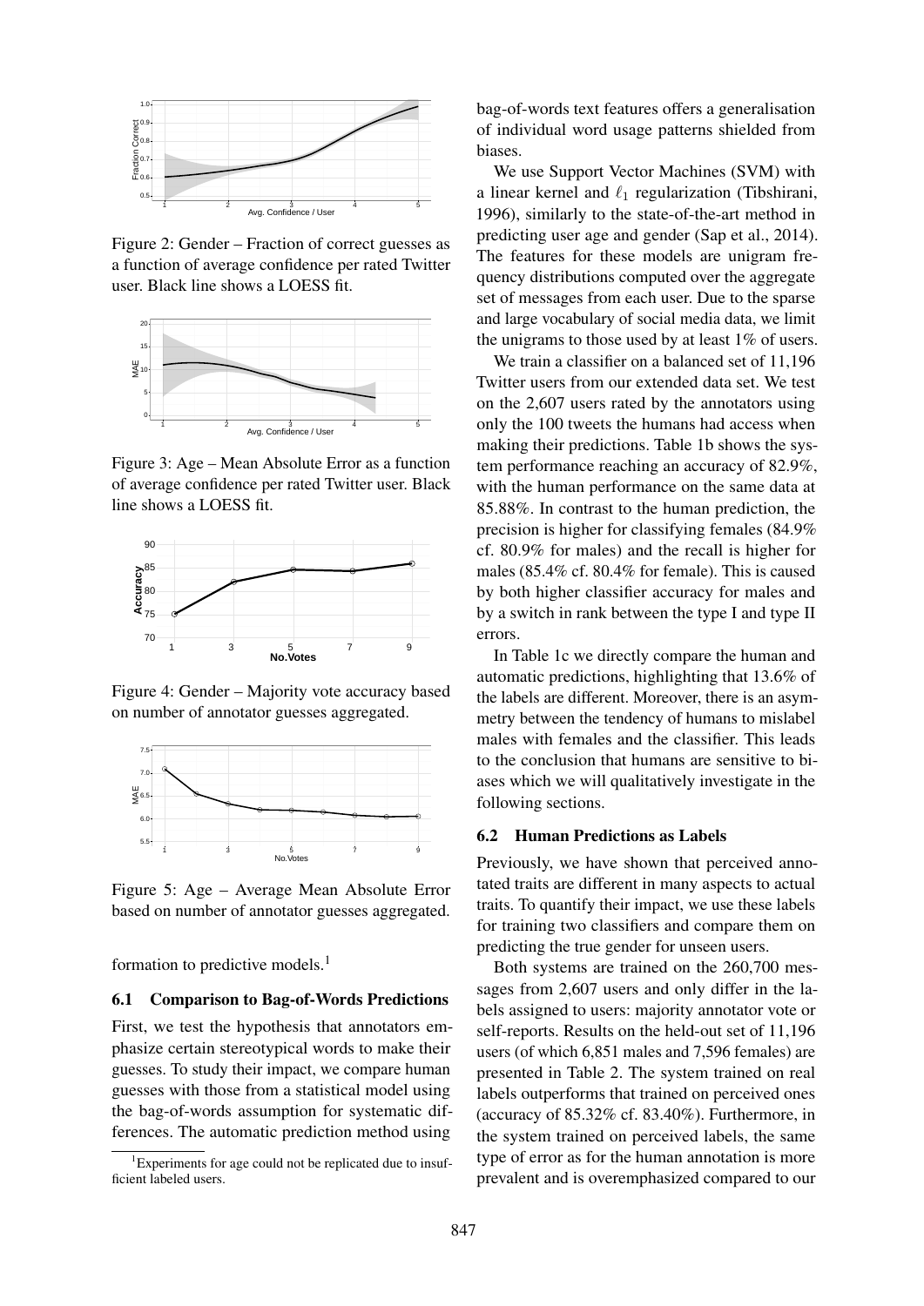Figure 2: Gender – Fraction of correct guesses as a function of average confidence per rated Twitter user. Black line shows a LOESS fit.

Figure 3: Age – Mean Absolute Error as a function of average confidence per rated Twitter user. Black line shows a LOESS fit.

Figure 4: Gender – Majority vote accuracy based on number of annotator guesses aggregated.

Figure 5: Age – Average Mean Absolute Error based on number of annotator guesses aggregated.

formation to predictive models.[1]

### 6.1 Comparison to Bag-of-Words Predictions

First, we test the hypothesis that annotators emphasize certain stereotypical words to make their guesses. To study their impact, we compare human guesses with those from a statistical model using the bag-of-words assumption for systematic differences. The automatic prediction method using bag-of-words text features offers a generalisation of individual word usage patterns shielded from biases.

We use Support Vector Machines (SVM) with a linear kernel and $\ell_1$ regularization (Tibshirani, 1996), similarly to the state-of-the-art method in predicting user age and gender (Sap et al., 2014). The features for these models are unigram frequency distributions computed over the aggregate set of messages from each user. Due to the sparse and large vocabulary of social media data, we limit the unigrams to those used by at least 1% of users.

We train a classifier on a balanced set of 11,196 Twitter users from our extended data set. We test on the 2,607 users rated by the annotators using only the 100 tweets the humans had access when making their predictions. Table 1b shows the system performance reaching an accuracy of 82.9%, with the human performance on the same data at 85.88%. In contrast to the human prediction, the precision is higher for classifying females (84.9% cf. 80.9% for males) and the recall is higher for males (85.4% cf. 80.4% for female). This is caused by both higher classifier accuracy for males and by a switch in rank between the type I and type II errors.

In Table 1c we directly compare the human and automatic predictions, highlighting that 13.6% of the labels are different. Moreover, there is an asymmetry between the tendency of humans to mislabel males with females and the classifier. This leads to the conclusion that humans are sensitive to biases which we will qualitatively investigate in the following sections.

### 6.2 Human Predictions as Labels

Previously, we have shown that perceived annotated traits are different in many aspects to actual traits. To quantify their impact, we use these labels for training two classifiers and compare them on predicting the true gender for unseen users.

Both systems are trained on the 260,700 messages from 2,607 users and only differ in the labels assigned to users: majority annotator vote or self-reports. Results on the held-out set of 11,196 users (of which 6,851 males and 7,596 females) are presented in Table 2. The system trained on real labels outperforms that trained on perceived ones (accuracy of 85.32% cf. 83.40%). Furthermore, in the system trained on perceived labels, the same type of error as for the human annotation is more prevalent and is overemphasized compared to our

[1] Experiments for age could not be replicated due to insufficient labeled users.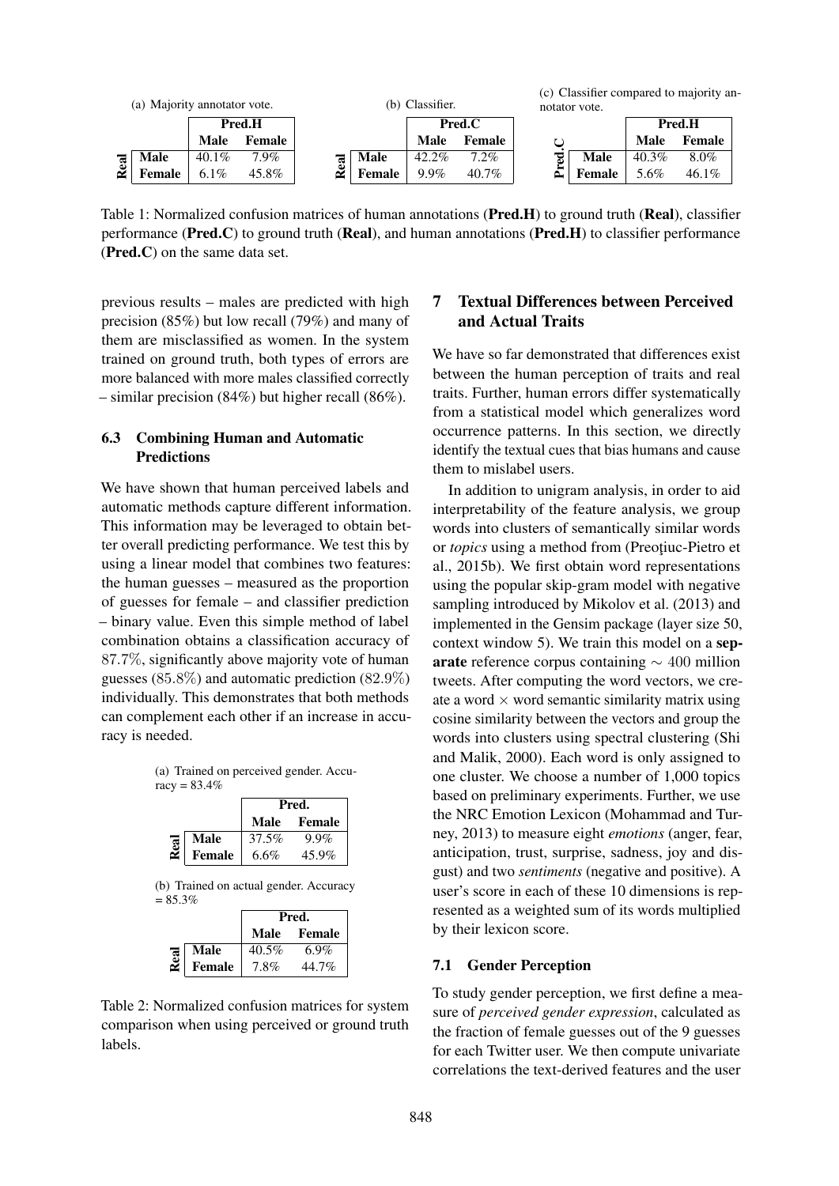(a) Majority annotator vote.

| | | Pred.H | |
|---|---|---|---|
| | | Male | Female |
| Real | Male | 40.1% | 7.9% |
| | Female | 6.1% | 45.8% |

(b) Classifier.

| | | Pred.C | |
|---|---|---|---|
| | | Male | Female |
| Real | Male | 42.2% | 7.2% |
| | Female | 9.9% | 40.7% |

(c) Classifier compared to majority annotator vote.

| | | Pred.H | |
|---|---|---|---|
| | | Male | Female |
| Pred.C | Male | 40.3% | 8.0% |
| | Female | 5.6% | 46.1% |

Table 1: Normalized confusion matrices of human annotations (**Pred.H**) to ground truth (**Real**), classifier performance (**Pred.C**) to ground truth (**Real**), and human annotations (**Pred.H**) to classifier performance (**Pred.C**) on the same data set.

previous results – males are predicted with high precision (85%) but low recall (79%) and many of them are misclassified as women. In the system trained on ground truth, both types of errors are more balanced with more males classified correctly – similar precision (84%) but higher recall (86%).

### 6.3 Combining Human and Automatic Predictions

We have shown that human perceived labels and automatic methods capture different information. This information may be leveraged to obtain better overall predicting performance. We test this by using a linear model that combines two features: the human guesses – measured as the proportion of guesses for female – and classifier prediction – binary value. Even this simple method of label combination obtains a classification accuracy of $87.7\%$, significantly above majority vote of human guesses ($85.8\%$) and automatic prediction ($82.9\%$) individually. This demonstrates that both methods can complement each other if an increase in accuracy is needed.

(a) Trained on perceived gender. Accuracy = 83.4%

| | | Pred. | |
|---|---|---|---|
| | | Male | Female |
| Real | Male | 37.5% | 9.9% |
| | Female | 6.6% | 45.9% |

(b) Trained on actual gender. Accuracy = 85.3%

| | | Pred. | |
|---|---|---|---|
| | | Male | Female |
| Real | Male | 40.5% | 6.9% |
| | Female | 7.8% | 44.7% |

Table 2: Normalized confusion matrices for system comparison when using perceived or ground truth labels.

## 7 Textual Differences between Perceived and Actual Traits

We have so far demonstrated that differences exist between the human perception of traits and real traits. Further, human errors differ systematically from a statistical model which generalizes word occurrence patterns. In this section, we directly identify the textual cues that bias humans and cause them to mislabel users.

In addition to unigram analysis, in order to aid interpretability of the feature analysis, we group words into clusters of semantically similar words or *topics* using a method from (Preoţiuc-Pietro et al., 2015b). We first obtain word representations using the popular skip-gram model with negative sampling introduced by Mikolov et al. (2013) and implemented in the Gensim package (layer size 50, context window 5). We train this model on a **separate** reference corpus containing $\sim 400$ million tweets. After computing the word vectors, we create a word $\times$ word semantic similarity matrix using cosine similarity between the vectors and group the words into clusters using spectral clustering (Shi and Malik, 2000). Each word is only assigned to one cluster. We choose a number of 1,000 topics based on preliminary experiments. Further, we use the NRC Emotion Lexicon (Mohammad and Turney, 2013) to measure eight *emotions* (anger, fear, anticipation, trust, surprise, sadness, joy and disgust) and two *sentiments* (negative and positive). A user's score in each of these 10 dimensions is represented as a weighted sum of its words multiplied by their lexicon score.

### 7.1 Gender Perception

To study gender perception, we first define a measure of *perceived gender expression*, calculated as the fraction of female guesses out of the 9 guesses for each Twitter user. We then compute univariate correlations the text-derived features and the user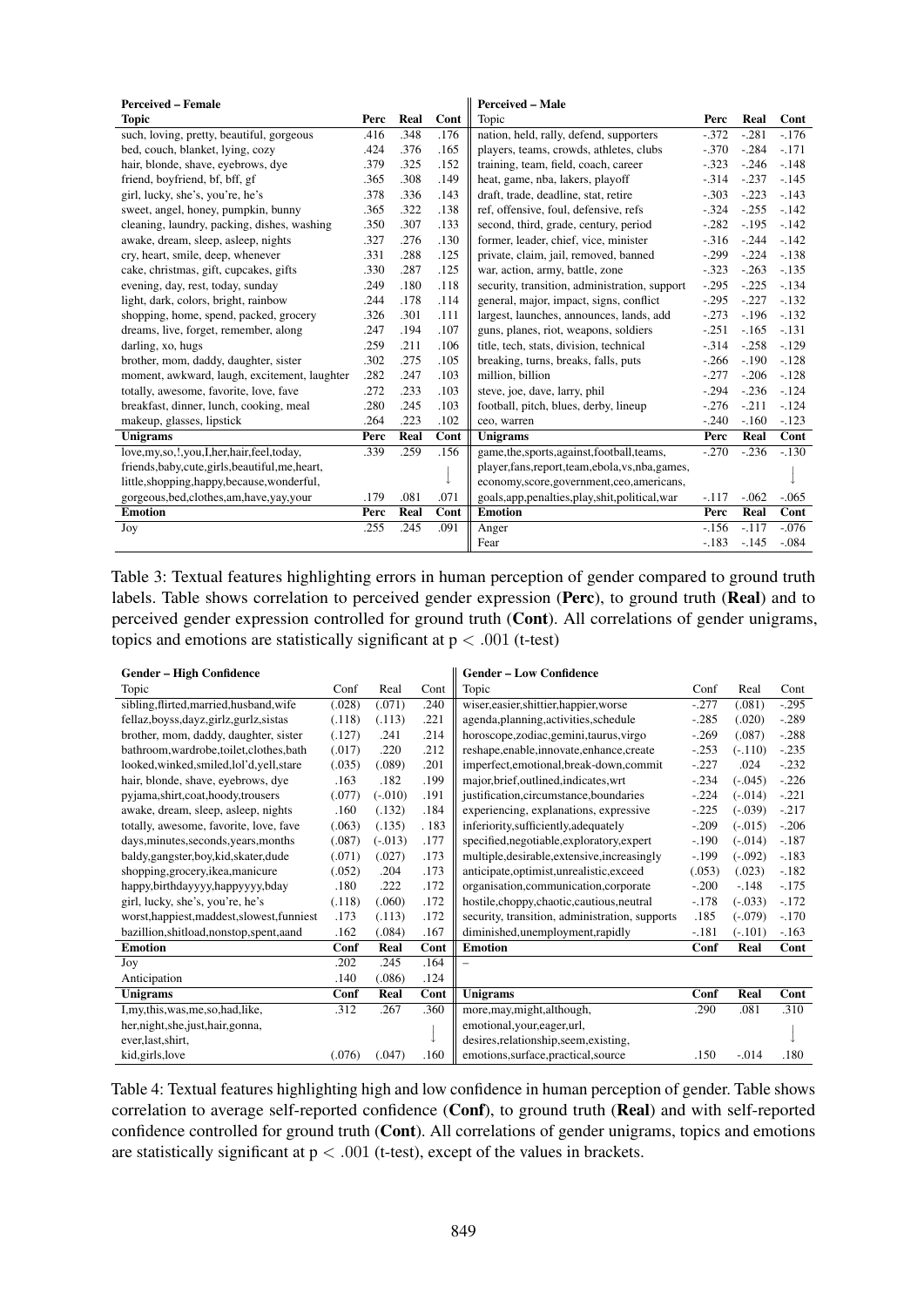| **Perceived – Female** | | | | **Perceived – Male** | | | |
|---|---|---|---|---|---|---|---|
| **Topic** | **Perc** | **Real** | **Cont** | Topic | **Perc** | **Real** | **Cont** |
| such, loving, pretty, beautiful, gorgeous | .416 | .348 | .176 | nation, held, rally, defend, supporters | -.372 | -.281 | -.176 |
| bed, couch, blanket, lying, cozy | .424 | .376 | .165 | players, teams, crowds, athletes, clubs | -.370 | -.284 | -.171 |
| hair, blonde, shave, eyebrows, dye | .379 | .325 | .152 | training, team, field, coach, career | -.323 | -.246 | -.148 |
| friend, boyfriend, bf, bff, gf | .365 | .308 | .149 | heat, game, nba, lakers, playoff | -.314 | -.237 | -.145 |
| girl, lucky, she's, you're, he's | .378 | .336 | .143 | draft, trade, deadline, stat, retire | -.303 | -.223 | -.143 |
| sweet, angel, honey, pumpkin, bunny | .365 | .322 | .138 | ref, offensive, foul, defensive, refs | -.324 | -.255 | -.142 |
| cleaning, laundry, packing, dishes, washing | .350 | .307 | .133 | second, third, grade, century, period | -.282 | -.195 | -.142 |
| awake, dream, sleep, asleep, nights | .327 | .276 | .130 | former, leader, chief, vice, minister | -.316 | -.244 | -.142 |
| cry, heart, smile, deep, whenever | .331 | .288 | .125 | private, claim, jail, removed, banned | -.299 | -.224 | -.138 |
| cake, christmas, gift, cupcakes, gifts | .330 | .287 | .125 | war, action, army, battle, zone | -.323 | -.263 | -.135 |
| evening, day, rest, today, sunday | .249 | .180 | .118 | security, transition, administration, support | -.295 | -.225 | -.134 |
| light, dark, colors, bright, rainbow | .244 | .178 | .114 | general, major, impact, signs, conflict | -.295 | -.227 | -.132 |
| shopping, home, spend, packed, grocery | .326 | .301 | .111 | largest, launches, announces, lands, add | -.273 | -.196 | -.132 |
| dreams, live, forget, remember, along | .247 | .194 | .107 | guns, planes, riot, weapons, soldiers | -.251 | -.165 | -.131 |
| darling, xo, hugs | .259 | .211 | .106 | title, tech, stats, division, technical | -.314 | -.258 | -.129 |
| brother, mom, daddy, daughter, sister | .302 | .275 | .105 | breaking, turns, breaks, falls, puts | -.266 | -.190 | -.128 |
| moment, awkward, laugh, excitement, laughter | .282 | .247 | .103 | million, billion | -.277 | -.206 | -.128 |
| totally, awesome, favorite, love, fave | .272 | .233 | .103 | steve, joe, dave, larry, phil | -.294 | -.236 | -.124 |
| breakfast, dinner, lunch, cooking, meal | .280 | .245 | .103 | football, pitch, blues, derby, lineup | -.276 | -.211 | -.124 |
| makeup, glasses, lipstick | .264 | .223 | .102 | ceo, warren | -.240 | -.160 | -.123 |
| **Unigrams** | **Perc** | **Real** | **Cont** | **Unigrams** | **Perc** | **Real** | **Cont** |
| love,my,so,!,you,I,her,hair,feel,today, | .339 | .259 | .156 | game,the,sports,against,football,teams, | -.270 | -.236 | -.130 |
| friends,baby,cute,girls,beautiful,me,heart, | | | ↓ | player,fans,report,team,ebola,vs,nba,games, | | | ↓ |
| little,shopping,happy,because,wonderful, | | | | economy,score,government,ceo,americans, | | | |
| gorgeous,bed,clothes,am,have,yay,your | .179 | .081 | .071 | goals,app,penalties,play,shit,political,war | -.117 | -.062 | -.065 |
| **Emotion** | **Perc** | **Real** | **Cont** | **Emotion** | **Perc** | **Real** | **Cont** |
| Joy | .255 | .245 | .091 | Anger | -.156 | -.117 | -.076 |
| | | | | Fear | -.183 | -.145 | -.084 |

Table 3: Textual features highlighting errors in human perception of gender compared to ground truth labels. Table shows correlation to perceived gender expression (**Perc**), to ground truth (**Real**) and to perceived gender expression controlled for ground truth (**Cont**). All correlations of gender unigrams, topics and emotions are statistically significant at $p < .001$ (t-test)

| **Gender – High Confidence** | | | | **Gender – Low Confidence** | | | |
|---|---|---|---|---|---|---|---|
| Topic | Conf | Real | Cont | Topic | Conf | Real | Cont |
| sibling,flirted,married,husband,wife | (.028) | (.071) | .240 | wiser,easier,shittier,happier,worse | -.277 | (.081) | -.295 |
| fellaz,boyss,dayz,girlz,gurlz,sistas | (.118) | (.113) | .221 | agenda,planning,activities,schedule | -.285 | (.020) | -.289 |
| brother, mom, daddy, daughter, sister | (.127) | .241 | .214 | horoscope,zodiac,gemini,taurus,virgo | -.269 | (.087) | -.288 |
| bathroom,wardrobe,toilet,clothes,bath | (.017) | .220 | .212 | reshape,enable,innovate,enhance,create | -.253 | (-.110) | -.235 |
| looked,winked,smiled,lol'd,yell,stare | (.035) | (.089) | .201 | imperfect,emotional,break-down,commit | -.227 | .024 | -.232 |
| hair, blonde, shave, eyebrows, dye | .163 | .182 | .199 | major,brief,outlined,indicates,wrt | -.234 | (-.045) | -.226 |
| pyjama,shirt,coat,hoody,trousers | (.077) | (-.010) | .191 | justification,circumstance,boundaries | -.224 | (-.014) | -.221 |
| awake, dream, sleep, asleep, nights | .160 | (.132) | .184 | experiencing, explanations, expressive | -.225 | (-.039) | -.217 |
| totally, awesome, favorite, love, fave | (.063) | (.135) | . 183 | inferiority,sufficiently,adequately | -.209 | (-.015) | -.206 |
| days,minutes,seconds,years,months | (.087) | (-.013) | .177 | specified,negotiable,exploratory,expert | -.190 | (-.014) | -.187 |
| baldy,gangster,boy,kid,skater,dude | (.071) | (.027) | .173 | multiple,desirable,extensive,increasingly | -.199 | (-.092) | -.183 |
| shopping,grocery,ikea,manicure | (.052) | .204 | .173 | anticipate,optimist,unrealistic,exceed | (.053) | (.023) | -.182 |
| happy,birthdayyyy,happyyyy,bday | .180 | .222 | .172 | organisation,communication,corporate | -.200 | -.148 | -.175 |
| girl, lucky, she's, you're, he's | (.118) | (.060) | .172 | hostile,choppy,chaotic,cautious,neutral | -.178 | (-.033) | -.172 |
| worst,happiest,maddest,slowest,funniest | .173 | (.113) | .172 | security, transition, administration, supports | .185 | (-.079) | -.170 |
| bazillion,shitload,nonstop,spent,aand | .162 | (.084) | .167 | diminished,unemployment,rapidly | -.181 | (-.101) | -.163 |
| **Emotion** | **Conf** | **Real** | **Cont** | **Emotion** | **Conf** | **Real** | **Cont** |
| Joy | .202 | .245 | .164 | – | | | |
| Anticipation | .140 | (.086) | .124 | | | | |
| **Unigrams** | **Conf** | **Real** | **Cont** | **Unigrams** | **Conf** | **Real** | **Cont** |
| I,my,this,was,me,so,had,like, | .312 | .267 | .360 | more,may,might,although, | .290 | .081 | .310 |
| her,night,she,just,hair,gonna, | | | ↓ | emotional,your,eager,url, | | | ↓ |
| ever,last,shirt, | | | | desires,relationship,seem,existing, | | | |
| kid,girls,love | (.076) | (.047) | .160 | emotions,surface,practical,source | .150 | -.014 | .180 |

Table 4: Textual features highlighting high and low confidence in human perception of gender. Table shows correlation to average self-reported confidence (**Conf**), to ground truth (**Real**) and with self-reported confidence controlled for ground truth (**Cont**). All correlations of gender unigrams, topics and emotions are statistically significant at $p < .001$ (t-test), except of the values in brackets.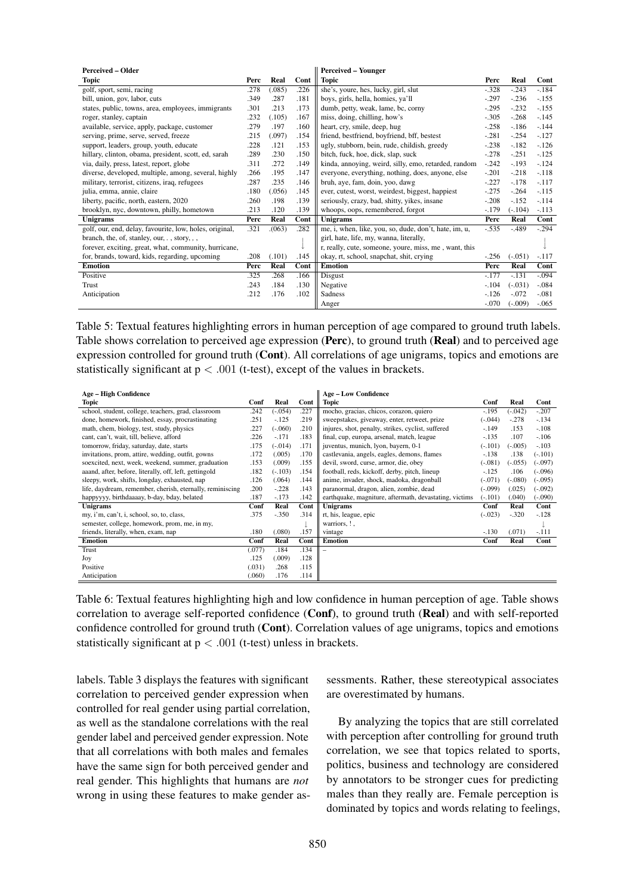| Perceived – Older | | | | Perceived – Younger | | | |
|---|---|---|---|---|---|---|---|
| **Topic** | **Perc** | **Real** | **Cont** | **Topic** | **Perc** | **Real** | **Cont** |
| golf, sport, semi, racing | .278 | (.085) | .226 | she's, youre, hes, lucky, girl, slut | -.328 | -.243 | -.184 |
| bill, union, gov, labor, cuts | .349 | .287 | .181 | boys, girls, hella, homies, ya'll | -.297 | -.236 | -.155 |
| states, public, towns, area, employees, immigrants | .301 | .213 | .173 | dumb, petty, weak, lame, bc, corny | -.295 | -.232 | -.155 |
| roger, stanley, captain | .232 | (.105) | .167 | miss, doing, chilling, how's | -.305 | -.268 | -.145 |
| available, service, apply, package, customer | .279 | .197 | .160 | heart, cry, smile, deep, hug | -.258 | -.186 | -.144 |
| serving, prime, serve, served, freeze | .215 | (.097) | .154 | friend, bestfriend, boyfriend, bff, bestest | -.281 | -.254 | -.127 |
| support, leaders, group, youth, educate | .228 | .121 | .153 | ugly, stubborn, bein, rude, childish, greedy | -.238 | -.182 | -.126 |
| hillary, clinton, obama, president, scott, ed, sarah | .289 | .230 | .150 | bitch, fuck, hoe, dick, slap, suck | -.278 | -.251 | -.125 |
| via, daily, press, latest, report, globe | .311 | .272 | .149 | kinda, annoying, weird, silly, emo, retarded, random | -.242 | -.193 | -.124 |
| diverse, developed, multiple, among, several, highly | .266 | .195 | .147 | everyone, everything, nothing, does, anyone, else | -.201 | -.218 | -.118 |
| military, terrorist, citizens, iraq, refugees | .287 | .235 | .146 | bruh, aye, fam, doin, yoo, dawg | -.227 | -.178 | -.117 |
| julia, emma, annie, claire | .180 | (.056) | .145 | ever, cutest, worst, weirdest, biggest, happiest | -.275 | -.264 | -.115 |
| liberty, pacific, north, eastern, 2020 | .260 | .198 | .139 | seriously, crazy, bad, shitty, yikes, insane | -.208 | -.152 | -.114 |
| brooklyn, nyc, downtown, philly, hometown | .213 | .120 | .139 | whoops, oops, remembered, forgot | -.179 | (-.104) | -.113 |
| **Unigrams** | **Perc** | **Real** | **Cont** | **Unigrams** | **Perc** | **Real** | **Cont** |
| golf, our, end, delay, favourite, low, holes, original, | .321 | .(063) | .282 | me, i, when, like, you, so, dude, don't, hate, im, u, | -.535 | -.489 | -.294 |
| branch, the, of, stanley, our, . , story, , , | | | ↓ | girl, hate, life, my, wanna, literally, | | | ↓ |
| forever, exciting, great, what, community, hurricane, | | | | r, really, cute, someone, youre, miss, me , want, this | | | |
| for, brands, toward, kids, regarding, upcoming | .208 | (.101) | .145 | okay, rt, school, snapchat, shit, crying | -.256 | (-.051) | -.117 |
| **Emotion** | **Perc** | **Real** | **Cont** | **Emotion** | **Perc** | **Real** | **Cont** |
| Positive | .325 | .268 | .166 | Disgust | -.177 | -.131 | -.094 |
| Trust | .243 | .184 | .130 | Negative | -.104 | (-.031) | -.084 |
| Anticipation | .212 | .176 | .102 | Sadness | -.126 | -.072 | -.081 |
| | | | | Anger | -.070 | (-.009) | -.065 |

Table 5: Textual features highlighting errors in human perception of age compared to ground truth labels. Table shows correlation to perceived age expression (**Perc**), to ground truth (**Real**) and to perceived age expression controlled for ground truth (**Cont**). All correlations of age unigrams, topics and emotions are statistically significant at $p < .001$ (t-test), except of the values in brackets.

| Age – High Confidence | | | | Age – Low Confidence | | | |
|---|---|---|---|---|---|---|---|
| **Topic** | **Conf** | **Real** | **Cont** | **Topic** | **Conf** | **Real** | **Cont** |
| school, student, college, teachers, grad, classroom | .242 | (-.054) | .227 | mocho, gracias, chicos, corazon, quiero | -.195 | (-.042) | -.207 |
| done, homework, finished, essay, procrastinating | .251 | -.125 | .219 | sweepstakes, giveaway, enter, retweet, prize | (-.044) | -.278 | -.134 |
| math, chem, biology, test, study, physics | .227 | (-.060) | .210 | injures, shot, penalty, strikes, cyclist, suffered | -.149 | .153 | -.108 |
| cant, can't, wait, till, believe, afford | .226 | -.171 | .183 | final, cup, europa, arsenal, match, league | -.135 | .107 | -.106 |
| tomorrow, friday, saturday, date, starts | .175 | (-.014) | .171 | juventus, munich, lyon, bayern, 0-1 | (-.101) | (-.005) | -.103 |
| invitations, prom, attire, wedding, outfit, gowns | .172 | (.005) | .170 | castlevania, angels, eagles, demons, flames | -.138 | .138 | (-.101) |
| soexcited, next, week, weekend, summer, graduation | .153 | (.009) | .155 | devil, sword, curse, armor, die, obey | (-.081) | (-.055) | (-.097) |
| aaand, after, before, literally, off, left, gettingold | .182 | (-.103) | .154 | football, reds, kickoff, derby, pitch, lineup | -.125 | .106 | (-.096) |
| sleepy, work, shifts, longday, exhausted, nap | .126 | (.064) | .144 | anime, invader, shock, madoka, dragonball | (-.071) | (-.080) | (-.095) |
| life, daydream, remember, cherish, eternally, reminiscing | .200 | -.228 | .143 | paranormal, dragon, alien, zombie, dead | (-.099) | (.025) | (-.092) |
| happyyyy, birthdaaaay, b-day, bday, belated | .187 | -.173 | .142 | earthquake, magniture, aftermath, devastating, victims | (-.101) | (.040) | (-.090) |
| **Unigrams** | **Conf** | **Real** | **Cont** | **Unigrams** | **Conf** | **Real** | **Cont** |
| my, i'm, can't, i, school, so, to, class, | .375 | -.350 | .314 | rt, his, league, epic | (-.023) | -.320 | -.128 |
| semester, college, homework, prom, me, in, my, | | | ↓ | warriors, ! , | | | ↓ |
| friends, literally, when, exam, nap | .180 | (.080) | .157 | vintage | -.130 | (.071) | -.111 |
| **Emotion** | **Conf** | **Real** | **Cont** | **Emotion** | **Conf** | **Real** | **Cont** |
| Trust | (.077) | .184 | .134 | – | | | |
| Joy | .125 | (.009) | .128 | | | | |
| Positive | (.031) | .268 | .115 | | | | |
| Anticipation | (.060) | .176 | .114 | | | | |

Table 6: Textual features highlighting high and low confidence in human perception of age. Table shows correlation to average self-reported confidence (**Conf**), to ground truth (**Real**) and with self-reported confidence controlled for ground truth (**Cont**). Correlation values of age unigrams, topics and emotions statistically significant at $p < .001$ (t-test) unless in brackets.

labels. Table 3 displays the features with significant correlation to perceived gender expression when controlled for real gender using partial correlation, as well as the standalone correlations with the real gender label and perceived gender expression. Note that all correlations with both males and females have the same sign for both perceived gender and real gender. This highlights that humans are *not* wrong in using these features to make gender assessments. Rather, these stereotypical associates are overestimated by humans.

By analyzing the topics that are still correlated with perception after controlling for ground truth correlation, we see that topics related to sports, politics, business and technology are considered by annotators to be stronger cues for predicting males than they really are. Female perception is dominated by topics and words relating to feelings,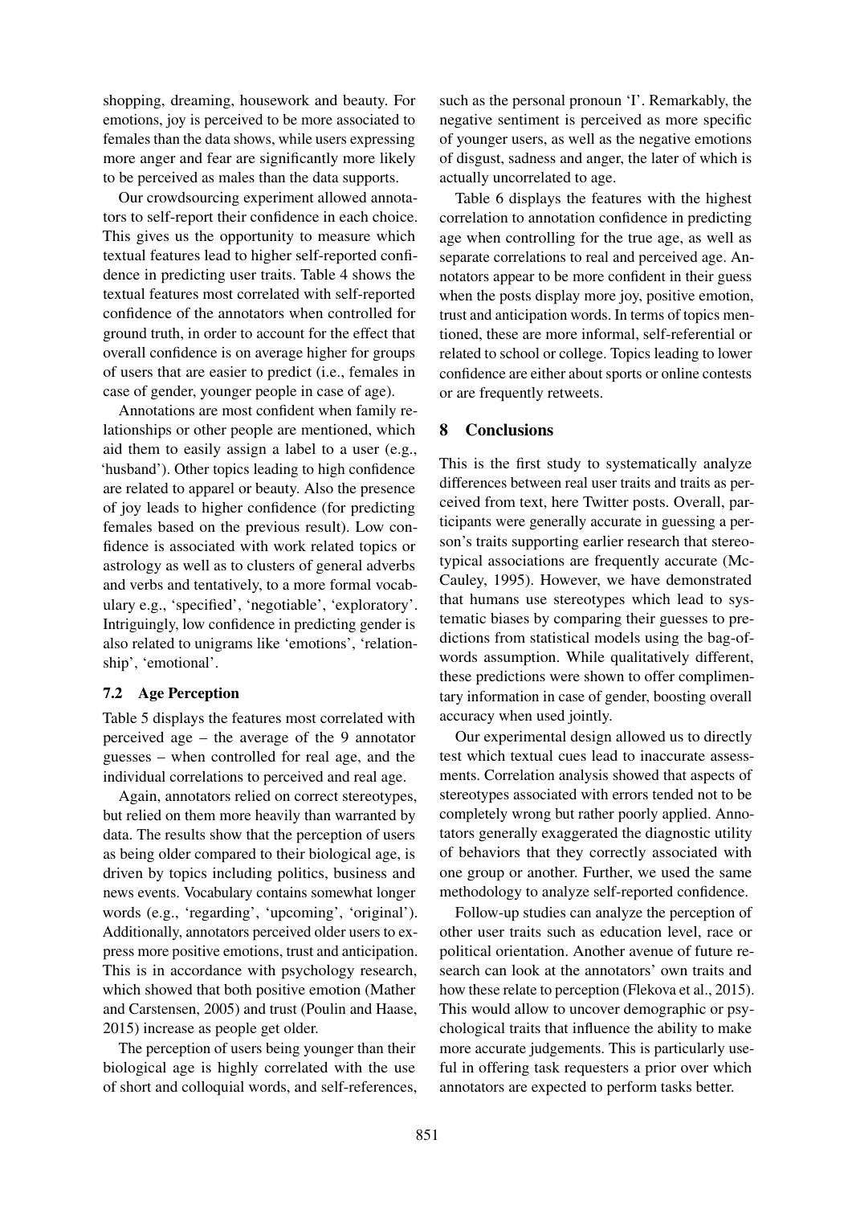shopping, dreaming, housework and beauty. For emotions, joy is perceived to be more associated to females than the data shows, while users expressing more anger and fear are significantly more likely to be perceived as males than the data supports.

Our crowdsourcing experiment allowed annotators to self-report their confidence in each choice. This gives us the opportunity to measure which textual features lead to higher self-reported confidence in predicting user traits. Table 4 shows the textual features most correlated with self-reported confidence of the annotators when controlled for ground truth, in order to account for the effect that overall confidence is on average higher for groups of users that are easier to predict (i.e., females in case of gender, younger people in case of age).

Annotations are most confident when family relationships or other people are mentioned, which aid them to easily assign a label to a user (e.g., 'husband'). Other topics leading to high confidence are related to apparel or beauty. Also the presence of joy leads to higher confidence (for predicting females based on the previous result). Low confidence is associated with work related topics or astrology as well as to clusters of general adverbs and verbs and tentatively, to a more formal vocabulary e.g., 'specified', 'negotiable', 'exploratory'. Intriguingly, low confidence in predicting gender is also related to unigrams like 'emotions', 'relationship', 'emotional'.

### 7.2 Age Perception

Table 5 displays the features most correlated with perceived age – the average of the 9 annotator guesses – when controlled for real age, and the individual correlations to perceived and real age.

Again, annotators relied on correct stereotypes, but relied on them more heavily than warranted by data. The results show that the perception of users as being older compared to their biological age, is driven by topics including politics, business and news events. Vocabulary contains somewhat longer words (e.g., 'regarding', 'upcoming', 'original'). Additionally, annotators perceived older users to express more positive emotions, trust and anticipation. This is in accordance with psychology research, which showed that both positive emotion (Mather and Carstensen, 2005) and trust (Poulin and Haase, 2015) increase as people get older.

The perception of users being younger than their biological age is highly correlated with the use of short and colloquial words, and self-references, such as the personal pronoun 'I'. Remarkably, the negative sentiment is perceived as more specific of younger users, as well as the negative emotions of disgust, sadness and anger, the later of which is actually uncorrelated to age.

Table 6 displays the features with the highest correlation to annotation confidence in predicting age when controlling for the true age, as well as separate correlations to real and perceived age. Annotators appear to be more confident in their guess when the posts display more joy, positive emotion, trust and anticipation words. In terms of topics mentioned, these are more informal, self-referential or related to school or college. Topics leading to lower confidence are either about sports or online contests or are frequently retweets.

## 8 Conclusions

This is the first study to systematically analyze differences between real user traits and traits as perceived from text, here Twitter posts. Overall, participants were generally accurate in guessing a person's traits supporting earlier research that stereotypical associations are frequently accurate (McCauley, 1995). However, we have demonstrated that humans use stereotypes which lead to systematic biases by comparing their guesses to predictions from statistical models using the bag-of-words assumption. While qualitatively different, these predictions were shown to offer complimentary information in case of gender, boosting overall accuracy when used jointly.

Our experimental design allowed us to directly test which textual cues lead to inaccurate assessments. Correlation analysis showed that aspects of stereotypes associated with errors tended not to be completely wrong but rather poorly applied. Annotators generally exaggerated the diagnostic utility of behaviors that they correctly associated with one group or another. Further, we used the same methodology to analyze self-reported confidence.

Follow-up studies can analyze the perception of other user traits such as education level, race or political orientation. Another avenue of future research can look at the annotators' own traits and how these relate to perception (Flekova et al., 2015). This would allow to uncover demographic or psychological traits that influence the ability to make more accurate judgements. This is particularly useful in offering task requesters a prior over which annotators are expected to perform tasks better.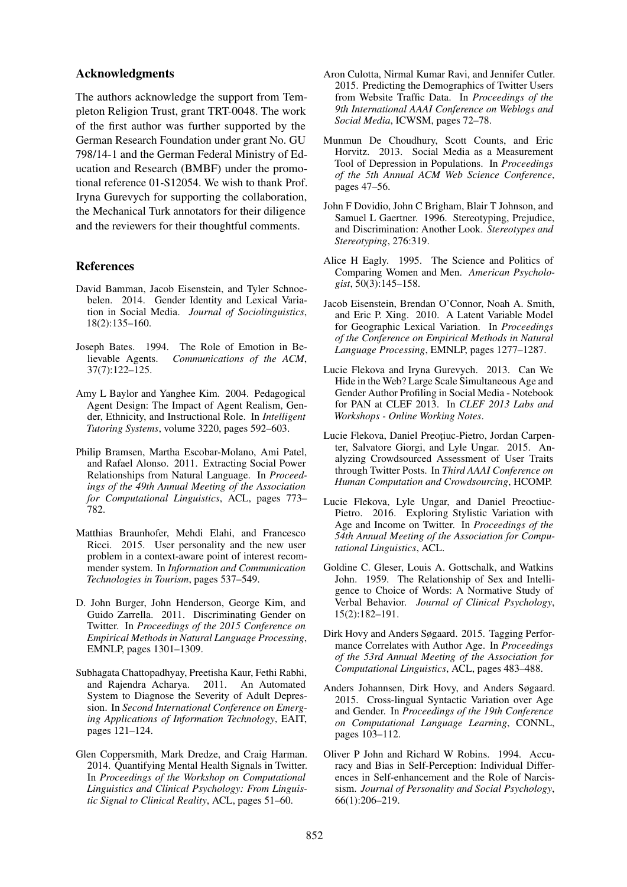## Acknowledgments

The authors acknowledge the support from Templeton Religion Trust, grant TRT-0048. The work of the first author was further supported by the German Research Foundation under grant No. GU 798/14-1 and the German Federal Ministry of Education and Research (BMBF) under the promotional reference 01-S12054. We wish to thank Prof. Iryna Gurevych for supporting the collaboration, the Mechanical Turk annotators for their diligence and the reviewers for their thoughtful comments.

## References

David Bamman, Jacob Eisenstein, and Tyler Schnoebelen. 2014. Gender Identity and Lexical Variation in Social Media. *Journal of Sociolinguistics*, 18(2):135–160.

Joseph Bates. 1994. The Role of Emotion in Believable Agents. *Communications of the ACM*, 37(7):122–125.

Amy L Baylor and Yanghee Kim. 2004. Pedagogical Agent Design: The Impact of Agent Realism, Gender, Ethnicity, and Instructional Role. In *Intelligent Tutoring Systems*, volume 3220, pages 592–603.

Philip Bramsen, Martha Escobar-Molano, Ami Patel, and Rafael Alonso. 2011. Extracting Social Power Relationships from Natural Language. In *Proceedings of the 49th Annual Meeting of the Association for Computational Linguistics*, ACL, pages 773–782.

Matthias Braunhofer, Mehdi Elahi, and Francesco Ricci. 2015. User personality and the new user problem in a context-aware point of interest recommender system. In *Information and Communication Technologies in Tourism*, pages 537–549.

D. John Burger, John Henderson, George Kim, and Guido Zarrella. 2011. Discriminating Gender on Twitter. In *Proceedings of the 2015 Conference on Empirical Methods in Natural Language Processing*, EMNLP, pages 1301–1309.

Subhagata Chattopadhyay, Preetisha Kaur, Fethi Rabhi, and Rajendra Acharya. 2011. An Automated System to Diagnose the Severity of Adult Depression. In *Second International Conference on Emerging Applications of Information Technology*, EAIT, pages 121–124.

Glen Coppersmith, Mark Dredze, and Craig Harman. 2014. Quantifying Mental Health Signals in Twitter. In *Proceedings of the Workshop on Computational Linguistics and Clinical Psychology: From Linguistic Signal to Clinical Reality*, ACL, pages 51–60.

Aron Culotta, Nirmal Kumar Ravi, and Jennifer Cutler. 2015. Predicting the Demographics of Twitter Users from Website Traffic Data. In *Proceedings of the 9th International AAAI Conference on Weblogs and Social Media*, ICWSM, pages 72–78.

Munmun De Choudhury, Scott Counts, and Eric Horvitz. 2013. Social Media as a Measurement Tool of Depression in Populations. In *Proceedings of the 5th Annual ACM Web Science Conference*, pages 47–56.

John F Dovidio, John C Brigham, Blair T Johnson, and Samuel L Gaertner. 1996. Stereotyping, Prejudice, and Discrimination: Another Look. *Stereotypes and Stereotyping*, 276:319.

Alice H Eagly. 1995. The Science and Politics of Comparing Women and Men. *American Psychologist*, 50(3):145–158.

Jacob Eisenstein, Brendan O'Connor, Noah A. Smith, and Eric P. Xing. 2010. A Latent Variable Model for Geographic Lexical Variation. In *Proceedings of the Conference on Empirical Methods in Natural Language Processing*, EMNLP, pages 1277–1287.

Lucie Flekova and Iryna Gurevych. 2013. Can We Hide in the Web? Large Scale Simultaneous Age and Gender Author Profiling in Social Media - Notebook for PAN at CLEF 2013. In *CLEF 2013 Labs and Workshops - Online Working Notes*.

Lucie Flekova, Daniel Preoţiuc-Pietro, Jordan Carpenter, Salvatore Giorgi, and Lyle Ungar. 2015. Analyzing Crowdsourced Assessment of User Traits through Twitter Posts. In *Third AAAI Conference on Human Computation and Crowdsourcing*, HCOMP.

Lucie Flekova, Lyle Ungar, and Daniel Preoctiuc-Pietro. 2016. Exploring Stylistic Variation with Age and Income on Twitter. In *Proceedings of the 54th Annual Meeting of the Association for Computational Linguistics*, ACL.

Goldine C. Gleser, Louis A. Gottschalk, and Watkins John. 1959. The Relationship of Sex and Intelligence to Choice of Words: A Normative Study of Verbal Behavior. *Journal of Clinical Psychology*, 15(2):182–191.

Dirk Hovy and Anders Søgaard. 2015. Tagging Performance Correlates with Author Age. In *Proceedings of the 53rd Annual Meeting of the Association for Computational Linguistics*, ACL, pages 483–488.

Anders Johannsen, Dirk Hovy, and Anders Søgaard. 2015. Cross-lingual Syntactic Variation over Age and Gender. In *Proceedings of the 19th Conference on Computational Language Learning*, CONNL, pages 103–112.

Oliver P John and Richard W Robins. 1994. Accuracy and Bias in Self-Perception: Individual Differences in Self-enhancement and the Role of Narcissism. *Journal of Personality and Social Psychology*, 66(1):206–219.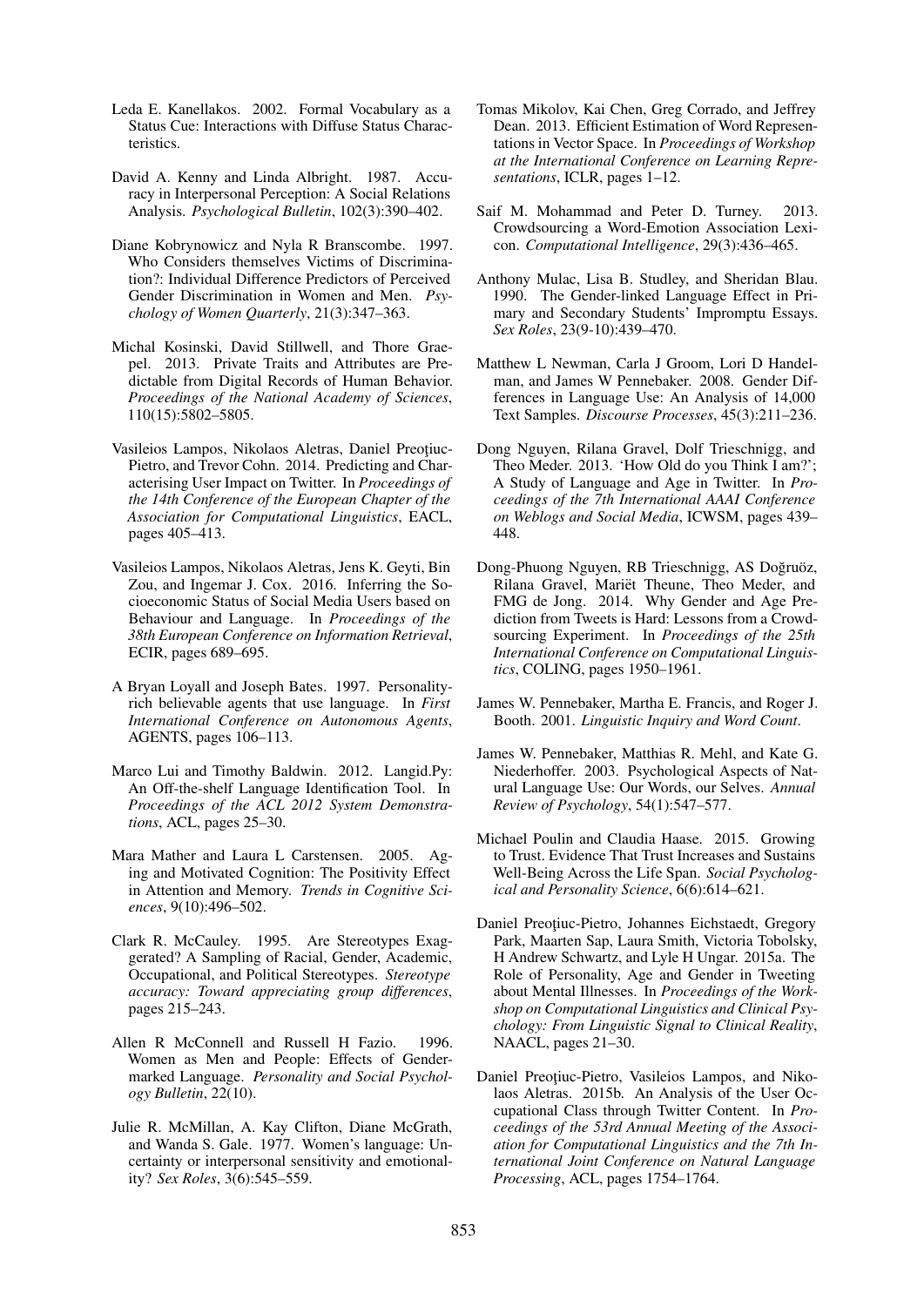Leda E. Kanellakos. 2002. Formal Vocabulary as a Status Cue: Interactions with Diffuse Status Characteristics.

David A. Kenny and Linda Albright. 1987. Accuracy in Interpersonal Perception: A Social Relations Analysis. *Psychological Bulletin*, 102(3):390–402.

Diane Kobrynowicz and Nyla R Branscombe. 1997. Who Considers themselves Victims of Discrimination?: Individual Difference Predictors of Perceived Gender Discrimination in Women and Men. *Psychology of Women Quarterly*, 21(3):347–363.

Michal Kosinski, David Stillwell, and Thore Graepel. 2013. Private Traits and Attributes are Predictable from Digital Records of Human Behavior. *Proceedings of the National Academy of Sciences*, 110(15):5802–5805.

Vasileios Lampos, Nikolaos Aletras, Daniel Preoţiuc-Pietro, and Trevor Cohn. 2014. Predicting and Characterising User Impact on Twitter. In *Proceedings of the 14th Conference of the European Chapter of the Association for Computational Linguistics*, EACL, pages 405–413.

Vasileios Lampos, Nikolaos Aletras, Jens K. Geyti, Bin Zou, and Ingemar J. Cox. 2016. Inferring the Socioeconomic Status of Social Media Users based on Behaviour and Language. In *Proceedings of the 38th European Conference on Information Retrieval*, ECIR, pages 689–695.

A Bryan Loyall and Joseph Bates. 1997. Personality-rich believable agents that use language. In *First International Conference on Autonomous Agents*, AGENTS, pages 106–113.

Marco Lui and Timothy Baldwin. 2012. Langid.Py: An Off-the-shelf Language Identification Tool. In *Proceedings of the ACL 2012 System Demonstrations*, ACL, pages 25–30.

Mara Mather and Laura L Carstensen. 2005. Aging and Motivated Cognition: The Positivity Effect in Attention and Memory. *Trends in Cognitive Sciences*, 9(10):496–502.

Clark R. McCauley. 1995. Are Stereotypes Exaggerated? A Sampling of Racial, Gender, Academic, Occupational, and Political Stereotypes. *Stereotype accuracy: Toward appreciating group differences*, pages 215–243.

Allen R McConnell and Russell H Fazio. 1996. Women as Men and People: Effects of Gender-marked Language. *Personality and Social Psychology Bulletin*, 22(10).

Julie R. McMillan, A. Kay Clifton, Diane McGrath, and Wanda S. Gale. 1977. Women's language: Uncertainty or interpersonal sensitivity and emotionality? *Sex Roles*, 3(6):545–559.

Tomas Mikolov, Kai Chen, Greg Corrado, and Jeffrey Dean. 2013. Efficient Estimation of Word Representations in Vector Space. In *Proceedings of Workshop at the International Conference on Learning Representations*, ICLR, pages 1–12.

Saif M. Mohammad and Peter D. Turney. 2013. Crowdsourcing a Word-Emotion Association Lexicon. *Computational Intelligence*, 29(3):436–465.

Anthony Mulac, Lisa B. Studley, and Sheridan Blau. 1990. The Gender-linked Language Effect in Primary and Secondary Students' Impromptu Essays. *Sex Roles*, 23(9-10):439–470.

Matthew L Newman, Carla J Groom, Lori D Handelman, and James W Pennebaker. 2008. Gender Differences in Language Use: An Analysis of 14,000 Text Samples. *Discourse Processes*, 45(3):211–236.

Dong Nguyen, Rilana Gravel, Dolf Trieschnigg, and Theo Meder. 2013. 'How Old do you Think I am?'; A Study of Language and Age in Twitter. In *Proceedings of the 7th International AAAI Conference on Weblogs and Social Media*, ICWSM, pages 439–448.

Dong-Phuong Nguyen, RB Trieschnigg, AS Doğruöz, Rilana Gravel, Mariët Theune, Theo Meder, and FMG de Jong. 2014. Why Gender and Age Prediction from Tweets is Hard: Lessons from a Crowdsourcing Experiment. In *Proceedings of the 25th International Conference on Computational Linguistics*, COLING, pages 1950–1961.

James W. Pennebaker, Martha E. Francis, and Roger J. Booth. 2001. *Linguistic Inquiry and Word Count*.

James W. Pennebaker, Matthias R. Mehl, and Kate G. Niederhoffer. 2003. Psychological Aspects of Natural Language Use: Our Words, our Selves. *Annual Review of Psychology*, 54(1):547–577.

Michael Poulin and Claudia Haase. 2015. Growing to Trust. Evidence That Trust Increases and Sustains Well-Being Across the Life Span. *Social Psychological and Personality Science*, 6(6):614–621.

Daniel Preoţiuc-Pietro, Johannes Eichstaedt, Gregory Park, Maarten Sap, Laura Smith, Victoria Tobolsky, H Andrew Schwartz, and Lyle H Ungar. 2015a. The Role of Personality, Age and Gender in Tweeting about Mental Illnesses. In *Proceedings of the Workshop on Computational Linguistics and Clinical Psychology: From Linguistic Signal to Clinical Reality*, NAACL, pages 21–30.

Daniel Preoţiuc-Pietro, Vasileios Lampos, and Nikolaos Aletras. 2015b. An Analysis of the User Occupational Class through Twitter Content. In *Proceedings of the 53rd Annual Meeting of the Association for Computational Linguistics and the 7th International Joint Conference on Natural Language Processing*, ACL, pages 1754–1764.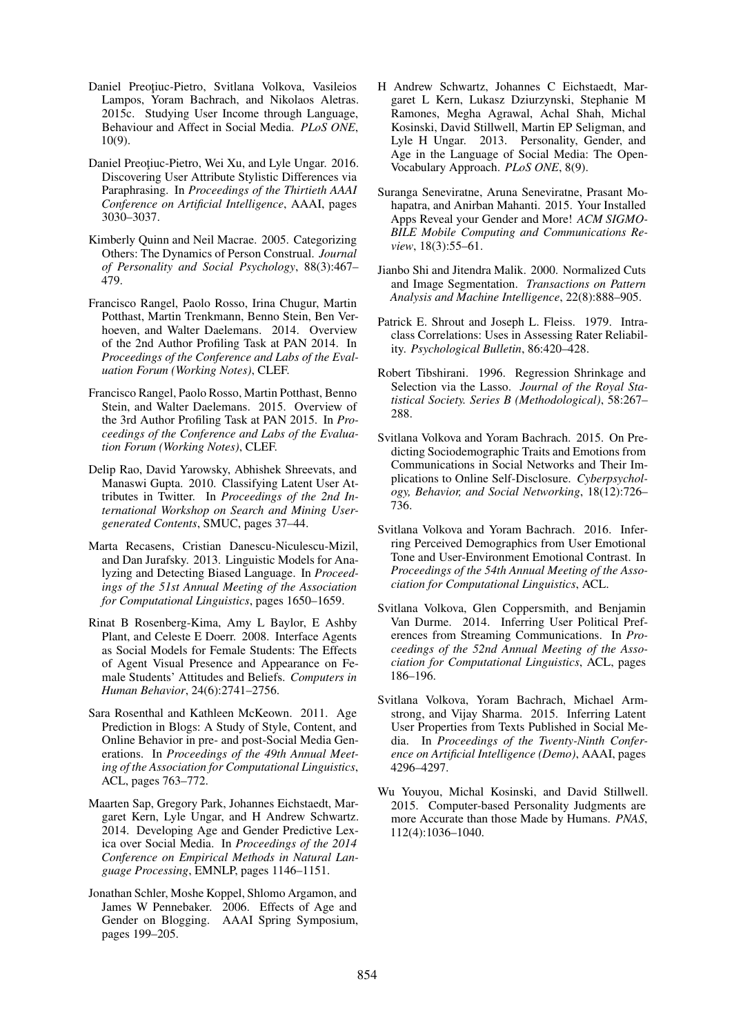Daniel Preoţiuc-Pietro, Svitlana Volkova, Vasileios Lampos, Yoram Bachrach, and Nikolaos Aletras. 2015c. Studying User Income through Language, Behaviour and Affect in Social Media. *PLoS ONE*, 10(9).

Daniel Preoţiuc-Pietro, Wei Xu, and Lyle Ungar. 2016. Discovering User Attribute Stylistic Differences via Paraphrasing. In *Proceedings of the Thirtieth AAAI Conference on Artificial Intelligence*, AAAI, pages 3030–3037.

Kimberly Quinn and Neil Macrae. 2005. Categorizing Others: The Dynamics of Person Construal. *Journal of Personality and Social Psychology*, 88(3):467–479.

Francisco Rangel, Paolo Rosso, Irina Chugur, Martin Potthast, Martin Trenkmann, Benno Stein, Ben Verhoeven, and Walter Daelemans. 2014. Overview of the 2nd Author Profiling Task at PAN 2014. In *Proceedings of the Conference and Labs of the Evaluation Forum (Working Notes)*, CLEF.

Francisco Rangel, Paolo Rosso, Martin Potthast, Benno Stein, and Walter Daelemans. 2015. Overview of the 3rd Author Profiling Task at PAN 2015. In *Proceedings of the Conference and Labs of the Evaluation Forum (Working Notes)*, CLEF.

Delip Rao, David Yarowsky, Abhishek Shreevats, and Manaswi Gupta. 2010. Classifying Latent User Attributes in Twitter. In *Proceedings of the 2nd International Workshop on Search and Mining User-generated Contents*, SMUC, pages 37–44.

Marta Recasens, Cristian Danescu-Niculescu-Mizil, and Dan Jurafsky. 2013. Linguistic Models for Analyzing and Detecting Biased Language. In *Proceedings of the 51st Annual Meeting of the Association for Computational Linguistics*, pages 1650–1659.

Rinat B Rosenberg-Kima, Amy L Baylor, E Ashby Plant, and Celeste E Doerr. 2008. Interface Agents as Social Models for Female Students: The Effects of Agent Visual Presence and Appearance on Female Students' Attitudes and Beliefs. *Computers in Human Behavior*, 24(6):2741–2756.

Sara Rosenthal and Kathleen McKeown. 2011. Age Prediction in Blogs: A Study of Style, Content, and Online Behavior in pre- and post-Social Media Generations. In *Proceedings of the 49th Annual Meeting of the Association for Computational Linguistics*, ACL, pages 763–772.

Maarten Sap, Gregory Park, Johannes Eichstaedt, Margaret Kern, Lyle Ungar, and H Andrew Schwartz. 2014. Developing Age and Gender Predictive Lexica over Social Media. In *Proceedings of the 2014 Conference on Empirical Methods in Natural Language Processing*, EMNLP, pages 1146–1151.

Jonathan Schler, Moshe Koppel, Shlomo Argamon, and James W Pennebaker. 2006. Effects of Age and Gender on Blogging. AAAI Spring Symposium, pages 199–205.

H Andrew Schwartz, Johannes C Eichstaedt, Margaret L Kern, Lukasz Dziurzynski, Stephanie M Ramones, Megha Agrawal, Achal Shah, Michal Kosinski, David Stillwell, Martin EP Seligman, and Lyle H Ungar. 2013. Personality, Gender, and Age in the Language of Social Media: The Open-Vocabulary Approach. *PLoS ONE*, 8(9).

Suranga Seneviratne, Aruna Seneviratne, Prasant Mohapatra, and Anirban Mahanti. 2015. Your Installed Apps Reveal your Gender and More! *ACM SIGMOBILE Mobile Computing and Communications Review*, 18(3):55–61.

Jianbo Shi and Jitendra Malik. 2000. Normalized Cuts and Image Segmentation. *Transactions on Pattern Analysis and Machine Intelligence*, 22(8):888–905.

Patrick E. Shrout and Joseph L. Fleiss. 1979. Intraclass Correlations: Uses in Assessing Rater Reliability. *Psychological Bulletin*, 86:420–428.

Robert Tibshirani. 1996. Regression Shrinkage and Selection via the Lasso. *Journal of the Royal Statistical Society. Series B (Methodological)*, 58:267–288.

Svitlana Volkova and Yoram Bachrach. 2015. On Predicting Sociodemographic Traits and Emotions from Communications in Social Networks and Their Implications to Online Self-Disclosure. *Cyberpsychology, Behavior, and Social Networking*, 18(12):726–736.

Svitlana Volkova and Yoram Bachrach. 2016. Inferring Perceived Demographics from User Emotional Tone and User-Environment Emotional Contrast. In *Proceedings of the 54th Annual Meeting of the Association for Computational Linguistics*, ACL.

Svitlana Volkova, Glen Coppersmith, and Benjamin Van Durme. 2014. Inferring User Political Preferences from Streaming Communications. In *Proceedings of the 52nd Annual Meeting of the Association for Computational Linguistics*, ACL, pages 186–196.

Svitlana Volkova, Yoram Bachrach, Michael Armstrong, and Vijay Sharma. 2015. Inferring Latent User Properties from Texts Published in Social Media. In *Proceedings of the Twenty-Ninth Conference on Artificial Intelligence (Demo)*, AAAI, pages 4296–4297.

Wu Youyou, Michal Kosinski, and David Stillwell. 2015. Computer-based Personality Judgments are more Accurate than those Made by Humans. *PNAS*, 112(4):1036–1040.